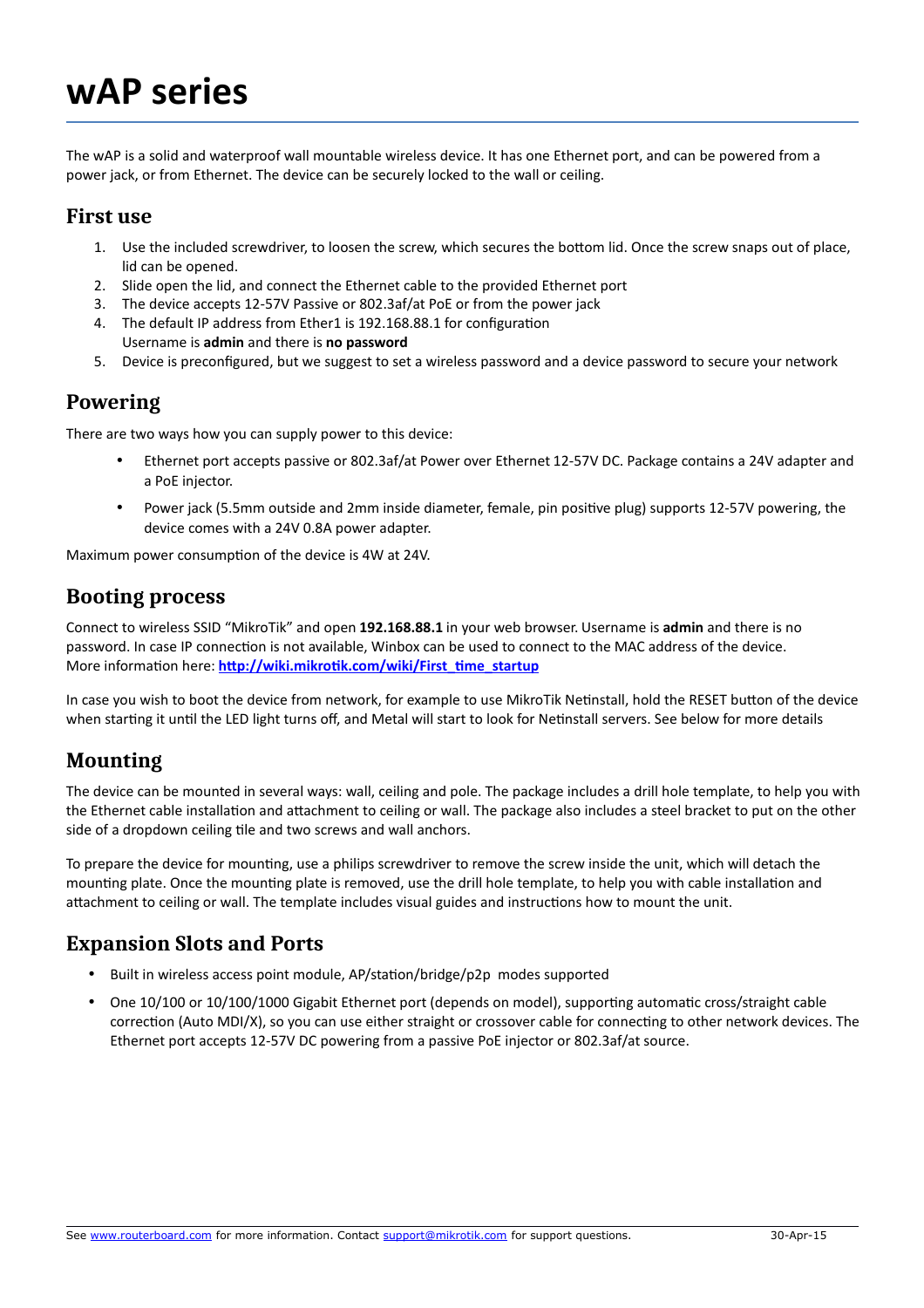# wAP series

The wAP is a solid and waterproof wall mountable wireless device. It has one Ethernet port, and can be powered from a power jack, or from Ethernet. The device can be securely locked to the wall or ceiling.

## First use

1. Use the included screwdriver, to loosen the screw, which secures the bottom lid. Once the screw snaps out of place, lid can be opened.
2. Slide open the lid, and connect the Ethernet cable to the provided Ethernet port
3. The device accepts 12-57V Passive or 802.3af/at PoE or from the power jack
4. The default IP address from Ether1 is 192.168.88.1 for configuration
   Username is **admin** and there is **no password**
5. Device is preconfigured, but we suggest to set a wireless password and a device password to secure your network

## Powering

There are two ways how you can supply power to this device:

- Ethernet port accepts passive or 802.3af/at Power over Ethernet 12-57V DC. Package contains a 24V adapter and a PoE injector.
- Power jack (5.5mm outside and 2mm inside diameter, female, pin positive plug) supports 12-57V powering, the device comes with a 24V 0.8A power adapter.

Maximum power consumption of the device is 4W at 24V.

## Booting process

Connect to wireless SSID “MikroTik” and open **192.168.88.1** in your web browser. Username is **admin** and there is no password. In case IP connection is not available, Winbox can be used to connect to the MAC address of the device. More information here: **[http://wiki.mikrotik.com/wiki/First_time_startup](http://wiki.mikrotik.com/wiki/First_time_startup)**

In case you wish to boot the device from network, for example to use MikroTik Netinstall, hold the RESET button of the device when starting it until the LED light turns off, and Metal will start to look for Netinstall servers. See below for more details

## Mounting

The device can be mounted in several ways: wall, ceiling and pole. The package includes a drill hole template, to help you with the Ethernet cable installation and attachment to ceiling or wall. The package also includes a steel bracket to put on the other side of a dropdown ceiling tile and two screws and wall anchors.

To prepare the device for mounting, use a philips screwdriver to remove the screw inside the unit, which will detach the mounting plate. Once the mounting plate is removed, use the drill hole template, to help you with cable installation and attachment to ceiling or wall. The template includes visual guides and instructions how to mount the unit.

## Expansion Slots and Ports

- Built in wireless access point module, AP/station/bridge/p2p modes supported
- One 10/100 or 10/100/1000 Gigabit Ethernet port (depends on model), supporting automatic cross/straight cable correction (Auto MDI/X), so you can use either straight or crossover cable for connecting to other network devices. The Ethernet port accepts 12-57V DC powering from a passive PoE injector or 802.3af/at source.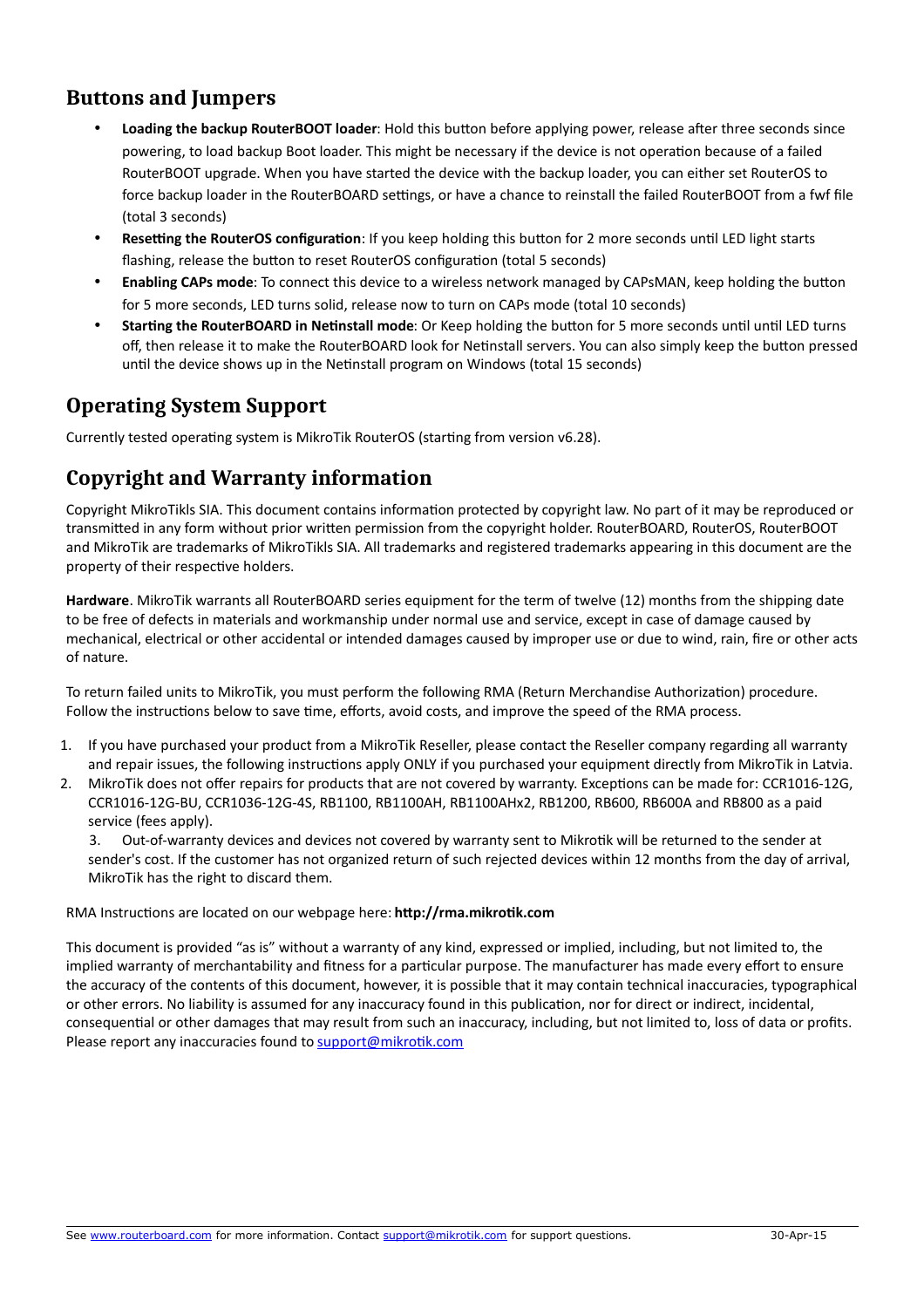## Buttons and Jumpers

- **Loading the backup RouterBOOT loader**: Hold this button before applying power, release after three seconds since powering, to load backup Boot loader. This might be necessary if the device is not operation because of a failed RouterBOOT upgrade. When you have started the device with the backup loader, you can either set RouterOS to force backup loader in the RouterBOARD settings, or have a chance to reinstall the failed RouterBOOT from a fwf file (total 3 seconds)
- **Resetting the RouterOS configuration**: If you keep holding this button for 2 more seconds until LED light starts flashing, release the button to reset RouterOS configuration (total 5 seconds)
- **Enabling CAPs mode**: To connect this device to a wireless network managed by CAPsMAN, keep holding the button for 5 more seconds, LED turns solid, release now to turn on CAPs mode (total 10 seconds)
- **Starting the RouterBOARD in Netinstall mode**: Or Keep holding the button for 5 more seconds until until LED turns off, then release it to make the RouterBOARD look for Netinstall servers. You can also simply keep the button pressed until the device shows up in the Netinstall program on Windows (total 15 seconds)

## Operating System Support

Currently tested operating system is MikroTik RouterOS (starting from version v6.28).

## Copyright and Warranty information

Copyright MikroTikls SIA. This document contains information protected by copyright law. No part of it may be reproduced or transmitted in any form without prior written permission from the copyright holder. RouterBOARD, RouterOS, RouterBOOT and MikroTik are trademarks of MikroTikls SIA. All trademarks and registered trademarks appearing in this document are the property of their respective holders.

**Hardware**. MikroTik warrants all RouterBOARD series equipment for the term of twelve (12) months from the shipping date to be free of defects in materials and workmanship under normal use and service, except in case of damage caused by mechanical, electrical or other accidental or intended damages caused by improper use or due to wind, rain, fire or other acts of nature.

To return failed units to MikroTik, you must perform the following RMA (Return Merchandise Authorization) procedure. Follow the instructions below to save time, efforts, avoid costs, and improve the speed of the RMA process.

1. If you have purchased your product from a MikroTik Reseller, please contact the Reseller company regarding all warranty and repair issues, the following instructions apply ONLY if you purchased your equipment directly from MikroTik in Latvia.
2. MikroTik does not offer repairs for products that are not covered by warranty. Exceptions can be made for: CCR1016-12G, CCR1016-12G-BU, CCR1036-12G-4S, RB1100, RB1100AH, RB1100AHx2, RB1200, RB600, RB600A and RB800 as a paid service (fees apply).
3. Out-of-warranty devices and devices not covered by warranty sent to Mikrotik will be returned to the sender at sender's cost. If the customer has not organized return of such rejected devices within 12 months from the day of arrival, MikroTik has the right to discard them.

RMA Instructions are located on our webpage here: **http://rma.mikrotik.com**

This document is provided "as is" without a warranty of any kind, expressed or implied, including, but not limited to, the implied warranty of merchantability and fitness for a particular purpose. The manufacturer has made every effort to ensure the accuracy of the contents of this document, however, it is possible that it may contain technical inaccuracies, typographical or other errors. No liability is assumed for any inaccuracy found in this publication, nor for direct or indirect, incidental, consequential or other damages that may result from such an inaccuracy, including, but not limited to, loss of data or profits. Please report any inaccuracies found to support@mikrotik.com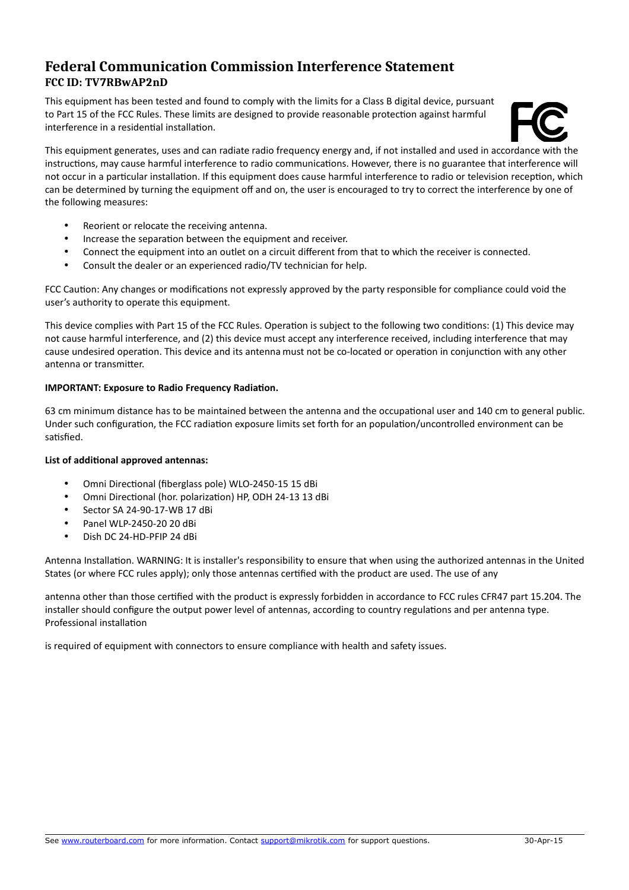# Federal Communication Commission Interference Statement

## FCC ID: TV7RBwAP2nD

This equipment has been tested and found to comply with the limits for a Class B digital device, pursuant to Part 15 of the FCC Rules. These limits are designed to provide reasonable protection against harmful interference in a residential installation.

This equipment generates, uses and can radiate radio frequency energy and, if not installed and used in accordance with the instructions, may cause harmful interference to radio communications. However, there is no guarantee that interference will not occur in a particular installation. If this equipment does cause harmful interference to radio or television reception, which can be determined by turning the equipment off and on, the user is encouraged to try to correct the interference by one of the following measures:

- Reorient or relocate the receiving antenna.
- Increase the separation between the equipment and receiver.
- Connect the equipment into an outlet on a circuit different from that to which the receiver is connected.
- Consult the dealer or an experienced radio/TV technician for help.

FCC Caution: Any changes or modifications not expressly approved by the party responsible for compliance could void the user's authority to operate this equipment.

This device complies with Part 15 of the FCC Rules. Operation is subject to the following two conditions: (1) This device may not cause harmful interference, and (2) this device must accept any interference received, including interference that may cause undesired operation. This device and its antenna must not be co-located or operation in conjunction with any other antenna or transmitter.

**IMPORTANT: Exposure to Radio Frequency Radiation.**

63 cm minimum distance has to be maintained between the antenna and the occupational user and 140 cm to general public. Under such configuration, the FCC radiation exposure limits set forth for an population/uncontrolled environment can be satisfied.

**List of additional approved antennas:**

- Omni Directional (fiberglass pole) WLO-2450-15 15 dBi
- Omni Directional (hor. polarization) HP, ODH 24-13 13 dBi
- Sector SA 24-90-17-WB 17 dBi
- Panel WLP-2450-20 20 dBi
- Dish DC 24-HD-PFIP 24 dBi

Antenna Installation. WARNING: It is installer's responsibility to ensure that when using the authorized antennas in the United States (or where FCC rules apply); only those antennas certified with the product are used. The use of any

antenna other than those certified with the product is expressly forbidden in accordance to FCC rules CFR47 part 15.204. The installer should configure the output power level of antennas, according to country regulations and per antenna type. Professional installation

is required of equipment with connectors to ensure compliance with health and safety issues.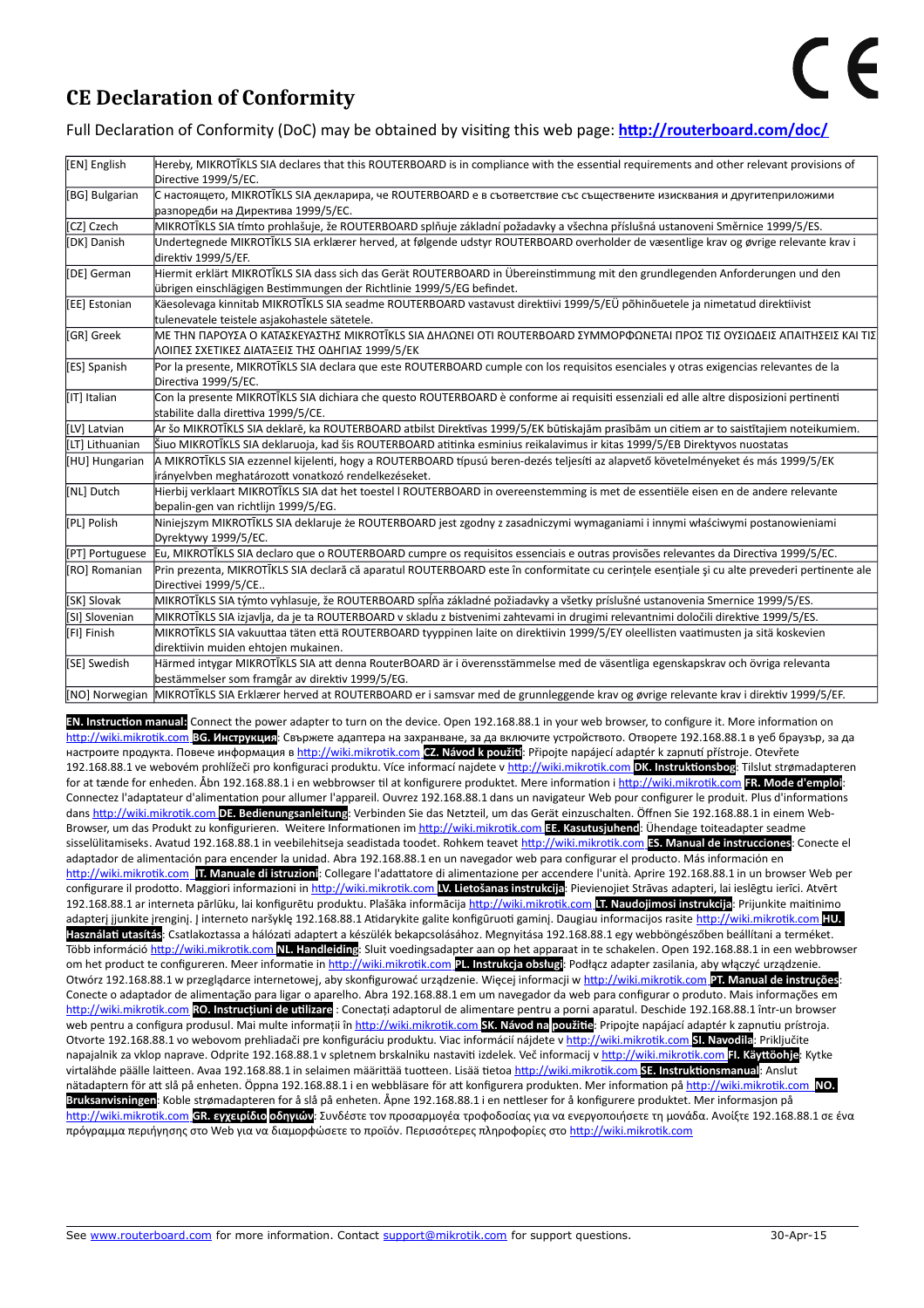# CE Declaration of Conformity

Full Declaration of Conformity (DoC) may be obtained by visiting this web page: **http://routerboard.com/doc/**

| | |
|---|---|
| [EN] English | Hereby, MIKROTĪKLS SIA declares that this ROUTERBOARD is in compliance with the essential requirements and other relevant provisions of Directive 1999/5/EC. |
| [BG] Bulgarian | С настоящето, MIKROTĪKLS SIA декларира, че ROUTERBOARD е в съответствие със съществените изисквания и другитеприложими разпоредби на Директива 1999/5/ЕС. |
| [CZ] Czech | MIKROTĪKLS SIA tímto prohlašuje, že ROUTERBOARD splňuje základní požadavky a všechna příslušná ustanoveni Směrnice 1999/5/ES. |
| [DK] Danish | Undertegnede MIKROTĪKLS SIA erklærer herved, at følgende udstyr ROUTERBOARD overholder de væsentlige krav og øvrige relevante krav i direktiv 1999/5/EF. |
| [DE] German | Hiermit erklärt MIKROTĪKLS SIA dass sich das Gerät ROUTERBOARD in Übereinstimmung mit den grundlegenden Anforderungen und den übrigen einschlägigen Bestimmungen der Richtlinie 1999/5/EG befindet. |
| [EE] Estonian | Käesolevaga kinnitab MIKROTĪKLS SIA seadme ROUTERBOARD vastavust direktiivi 1999/5/EÜ põhinõuetele ja nimetatud direktiivist tulenevatele teistele asjakohastele sätetele. |
| [GR] Greek | ΜΕ ΤΗΝ ΠΑΡΟΥΣΑ Ο ΚΑΤΑΣΚΕΥΑΣΤΗΣ MIKROTĪKLS SIA ΔΗΛΩΝΕΙ ΟΤΙ ROUTERBOARD ΣΥΜΜΟΡΦΩΝΕΤΑΙ ΠΡΟΣ ΤΙΣ ΟΥΣΙΩΔΕΙΣ ΑΠΑΙΤΗΣΕΙΣ ΚΑΙ ΤΙΣ ΛΟΙΠΕΣ ΣΧΕΤΙΚΕΣ ΔΙΑΤΑΞΕΙΣ ΤΗΣ ΟΔΗΓΙΑΣ 1999/5/ΕΚ |
| [ES] Spanish | Por la presente, MIKROTĪKLS SIA declara que este ROUTERBOARD cumple con los requisitos esenciales y otras exigencias relevantes de la Directiva 1999/5/EC. |
| [IT] Italian | Con la presente MIKROTĪKLS SIA dichiara che questo ROUTERBOARD è conforme ai requisiti essenziali ed alle altre disposizioni pertinenti stabilite dalla direttiva 1999/5/CE. |
| [LV] Latvian | Ar šo MIKROTĪKLS SIA deklarē, ka ROUTERBOARD atbilst Direktīvas 1999/5/EK būtiskajām prasībām un citiem ar to saistītajiem noteikumiem. |
| [LT] Lithuanian | Šiuo MIKROTĪKLS SIA deklaruoja, kad šis ROUTERBOARD atitinka esminius reikalavimus ir kitas 1999/5/EB Direktyvos nuostatas |
| [HU] Hungarian | A MIKROTĪKLS SIA ezzennel kijelenti, hogy a ROUTERBOARD típusú beren-dezés teljesíti az alapvető követelményeket és más 1999/5/EK irányelvben meghatározott vonatkozó rendelkezéseket. |
| [NL] Dutch | Hierbij verklaart MIKROTĪKLS SIA dat het toestel l ROUTERBOARD in overeenstemming is met de essentiële eisen en de andere relevante bepalin-gen van richtlijn 1999/5/EG. |
| [PL] Polish | Niniejszym MIKROTĪKLS SIA deklaruje że ROUTERBOARD jest zgodny z zasadniczymi wymaganiami i innymi właściwymi postanowieniami Dyrektywy 1999/5/EC. |
| [PT] Portuguese | Eu, MIKROTĪKLS SIA declaro que o ROUTERBOARD cumpre os requisitos essenciais e outras provisões relevantes da Directiva 1999/5/EC. |
| [RO] Romanian | Prin prezenta, MIKROTĪKLS SIA declară că aparatul ROUTERBOARD este în conformitate cu cerințele esențiale și cu alte prevederi pertinente ale Directivei 1999/5/CE.. |
| [SK] Slovak | MIKROTĪKLS SIA týmto vyhlasuje, že ROUTERBOARD spĺňa základné požiadavky a všetky príslušné ustanovenia Smernice 1999/5/ES. |
| [SI] Slovenian | MIKROTĪKLS SIA izjavlja, da je ta ROUTERBOARD v skladu z bistvenimi zahtevami in drugimi relevantnimi določili direktive 1999/5/ES. |
| [FI] Finish | MIKROTĪKLS SIA vakuuttaa täten että ROUTERBOARD tyyppinen laite on direktiivin 1999/5/EY oleellisten vaatimusten ja sitä koskevien direktiivin muiden ehtojen mukainen. |
| [SE] Swedish | Härmed intygar MIKROTĪKLS SIA att denna RouterBOARD är i överensstämmelse med de väsentliga egenskapskrav och övriga relevanta bestämmelser som framgår av direktiv 1999/5/EG. |
| [NO] Norwegian | MIKROTĪKLS SIA Erklærer herved at ROUTERBOARD er i samsvar med de grunnleggende krav og øvrige relevante krav i direktiv 1999/5/EF. |

**EN. Instruction manual:** Connect the power adapter to turn on the device. Open 192.168.88.1 in your web browser, to configure it. More information on http://wiki.mikrotik.com **BG. Инструкция:** Свържете адаптера на захранване, за да включите устройството. Отворете 192.168.88.1 в уеб браузър, за да настроите продукта. Повече информация в http://wiki.mikrotik.com **CZ. Návod k použití:** Připojte napájecí adaptér k zapnutí přístroje. Otevřete 192.168.88.1 ve webovém prohlížeči pro konfiguraci produktu. Více informací najdete v http://wiki.mikrotik.com **DK. Instruktionsbog:** Tilslut strømadapteren for at tænde for enheden. Åbn 192.168.88.1 i en webbrowser til at konfigurere produktet. Mere information i http://wiki.mikrotik.com **FR. Mode d'emploi:** Connectez l'adaptateur d'alimentation pour allumer l'appareil. Ouvrez 192.168.88.1 dans un navigateur Web pour configurer le produit. Plus d'informations dans http://wiki.mikrotik.com **DE. Bedienungsanleitung:** Verbinden Sie das Netzteil, um das Gerät einzuschalten. Öffnen Sie 192.168.88.1 in einem Web-Browser, um das Produkt zu konfigurieren. Weitere Informationen im http://wiki.mikrotik.com **EE. Kasutusjuhend:** Ühendage toiteadapter seadme sisselülitamiseks. Avatud 192.168.88.1 in veebilehitseja seadistada toodet. Rohkem teavet http://wiki.mikrotik.com **ES. Manual de instrucciones:** Conecte el adaptador de alimentación para encender la unidad. Abra 192.168.88.1 en un navegador web para configurar el producto. Más información en http://wiki.mikrotik.com **IT. Manuale di istruzioni:** Collegare l'adattatore di alimentazione per accendere l'unità. Aprire 192.168.88.1 in un browser Web per configurare il prodotto. Maggiori informazioni in http://wiki.mikrotik.com **LV. Lietošanas instrukcija:** Pievienojiet Strāvas adapteri, lai ieslēgtu ierīci. Atvērt 192.168.88.1 ar interneta pārlūku, lai konfigurētu produktu. Plašāka informācija http://wiki.mikrotik.com **LT. Naudojimosi instrukcija:** Prijunkite maitinimo adapterį įjunkite įrenginį. Į interneto naršyklę 192.168.88.1 Atidarykite galite konfigūruoti gaminį. Daugiau informacijos rasite http://wiki.mikrotik.com **HU. Használati utasítás:** Csatlakoztassa a hálózati adaptert a készülék bekapcsolásához. Megnyitása 192.168.88.1 egy webböngészőben beállítani a terméket. Több információ http://wiki.mikrotik.com **NL. Handleiding:** Sluit voedingsadapter aan op het apparaat in te schakelen. Open 192.168.88.1 in een webbrowser om het product te configureren. Meer informatie in http://wiki.mikrotik.com **PL. Instrukcja obsługi:** Podłącz adapter zasilania, aby włączyć urządzenie. Otwórz 192.168.88.1 w przeglądarce internetowej, aby skonfigurować urządzenie. Więcej informacji w http://wiki.mikrotik.com **PT. Manual de instruções:** Conecte o adaptador de alimentação para ligar o aparelho. Abra 192.168.88.1 em um navegador da web para configurar o produto. Mais informações em http://wiki.mikrotik.com **RO. Instrucțiuni de utilizare** : Conectați adaptorul de alimentare pentru a porni aparatul. Deschide 192.168.88.1 într-un browser web pentru a configura produsul. Mai multe informații în http://wiki.mikrotik.com **SK. Návod na použitie:** Pripojte napájací adaptér k zapnutiu prístroja. Otvorte 192.168.88.1 vo webovom prehliadači pre konfiguráciu produktu. Viac informácií nájdete v http://wiki.mikrotik.com **SI. Navodila:** Priključite napajalnik za vklop naprave. Odprite 192.168.88.1 v spletnem brskalniku nastaviti izdelek. Več informacij v http://wiki.mikrotik.com **FI. Käyttöohje:** Kytke virtalähde päälle laitteen. Avaa 192.168.88.1 in selaimen määrittää tuotteen. Lisää tietoa http://wiki.mikrotik.com **SE. Instruktionsmanual:** Anslut nätadaptern för att slå på enheten. Öppna 192.168.88.1 i en webbläsare för att konfigurera produkten. Mer information på http://wiki.mikrotik.com **NO. Bruksanvisningen:** Koble strømadapteren for å slå på enheten. Åpne 192.168.88.1 i en nettleser for å konfigurere produktet. Mer informasjon på http://wiki.mikrotik.com **GR. εγχειρίδιο οδηγιών:** Συνδέστε τον προσαρμογέα τροφοδοσίας για να ενεργοποιήσετε τη μονάδα. Ανοίξτε 192.168.88.1 σε ένα πρόγραμμα περιήγησης στο Web για να διαμορφώσετε το προϊόν. Περισσότερες πληροφορίες στο http://wiki.mikrotik.com

See www.routerboard.com for more information. Contact support@mikrotik.com for support questions. 30-Apr-15